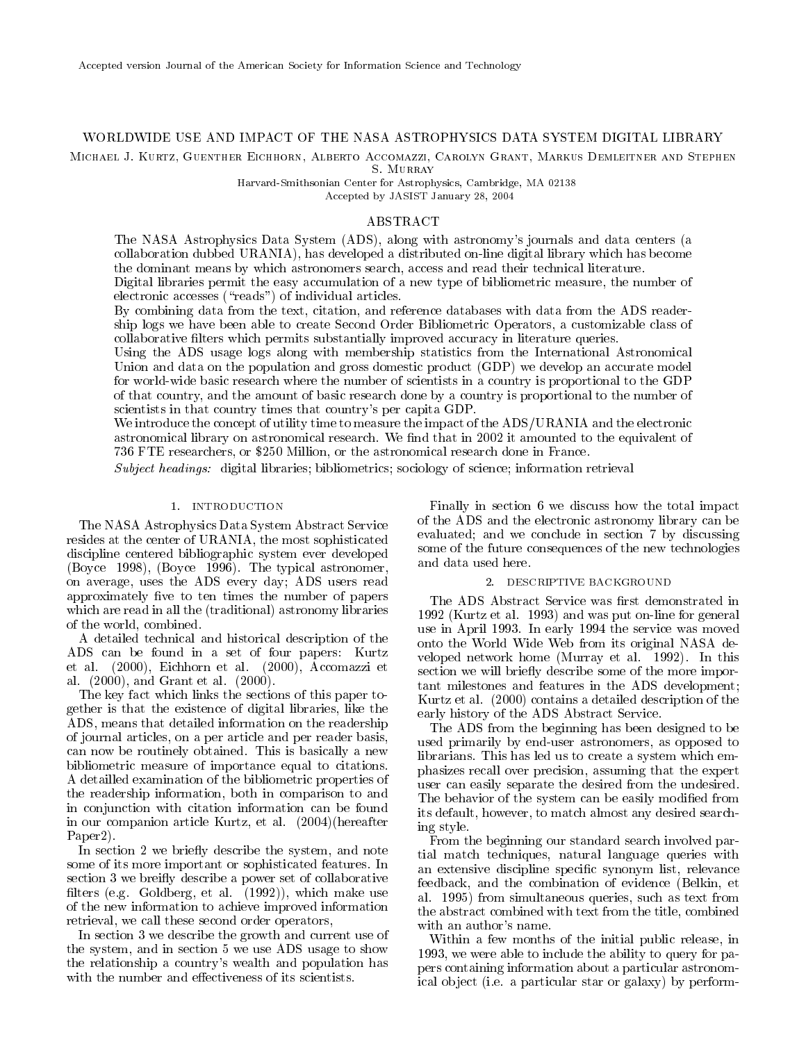Accepted version Journal of the American Society for Information Science and Technology

# WORLDWIDE USE AND IMPACT OF THE NASA ASTROPHYSICS DATA SYSTEM DIGITAL LIBRARY

Michael J. Kurtz, Guenther Eichhorn, Alberto Accomazzi, Carolyn Grant, Markus Demleitner and Stephen S. Murray

Harvard-Smithsonian Center for Astrophysics, Cambridge, MA 02138

Accepted by JASIST January 28, 2004

## ABSTRACT

The NASA Astrophysics Data System (ADS), along with astronomy's journals and data centers (a collaboration dubbed URANIA), has developed a distributed on-line digital library which has become the dominant means by which astronomers search, access and read their technical literature.

Digital libraries permit the easy accumulation of a new type of bibliometric measure, the number of electronic accesses ("reads") of individual articles.

By combining data from the text, citation, and reference databases with data from the ADS readership logs we have been able to create Second Order Bibliometric Operators, a customizable class of collaborative filters which permits substantially improved accuracy in literature queries.

Using the ADS usage logs along with membership statistics from the International Astronomical Union and data on the population and gross domestic product (GDP) we develop an accurate model for world-wide basic research where the number of scientists in a country is proportional to the GDP of that country, and the amount of basic research done by a country is proportional to the number of scientists in that country times that country's per capita GDP.

We introduce the concept of utility time to measure the impact of the ADS/URANIA and the electronic astronomical library on astronomical research. We find that in 2002 it amounted to the equivalent of 736 FTE researchers, or $250 Million, or the astronomical research done in France.

*Subject headings:* digital libraries; bibliometrics; sociology of science; information retrieval

## 1. INTRODUCTION

The NASA Astrophysics Data System Abstract Service resides at the center of URANIA, the most sophisticated discipline centered bibliographic system ever developed (Boyce 1998), (Boyce 1996). The typical astronomer, on average, uses the ADS every day; ADS users read approximately five to ten times the number of papers which are read in all the (traditional) astronomy libraries of the world, combined.

A detailed technical and historical description of the ADS can be found in a set of four papers: Kurtz et al. (2000), Eichhorn et al. (2000), Accomazzi et al. (2000), and Grant et al. (2000).

The key fact which links the sections of this paper together is that the existence of digital libraries, like the ADS, means that detailed information on the readership of journal articles, on a per article and per reader basis, can now be routinely obtained. This is basically a new bibliometric measure of importance equal to citations. A detailled examination of the bibliometric properties of the readership information, both in comparison to and in conjunction with citation information can be found in our companion article Kurtz, et al. (2004)(hereafter Paper2).

In section 2 we briefly describe the system, and note some of its more important or sophisticated features. In section 3 we breifly describe a power set of collaborative filters (e.g. Goldberg, et al. (1992)), which make use of the new information to achieve improved information retrieval, we call these second order operators,

In section 3 we describe the growth and current use of the system, and in section 5 we use ADS usage to show the relationship a country's wealth and population has with the number and effectiveness of its scientists.

Finally in section 6 we discuss how the total impact of the ADS and the electronic astronomy library can be evaluated; and we conclude in section 7 by discussing some of the future consequences of the new technologies and data used here.

## 2. DESCRIPTIVE BACKGROUND

The ADS Abstract Service was first demonstrated in 1992 (Kurtz et al. 1993) and was put on-line for general use in April 1993. In early 1994 the service was moved onto the World Wide Web from its original NASA developed network home (Murray et al. 1992). In this section we will briefly describe some of the more important milestones and features in the ADS development; Kurtz et al. (2000) contains a detailed description of the early history of the ADS Abstract Service.

The ADS from the beginning has been designed to be used primarily by end-user astronomers, as opposed to librarians. This has led us to create a system which emphasizes recall over precision, assuming that the expert user can easily separate the desired from the undesired. The behavior of the system can be easily modified from its default, however, to match almost any desired searching style.

From the beginning our standard search involved partial match techniques, natural language queries with an extensive discipline specific synonym list, relevance feedback, and the combination of evidence (Belkin, et al. 1995) from simultaneous queries, such as text from the abstract combined with text from the title, combined with an author's name.

Within a few months of the initial public release, in 1993, we were able to include the ability to query for papers containing information about a particular astronomical object (i.e. a particular star or galaxy) by perform-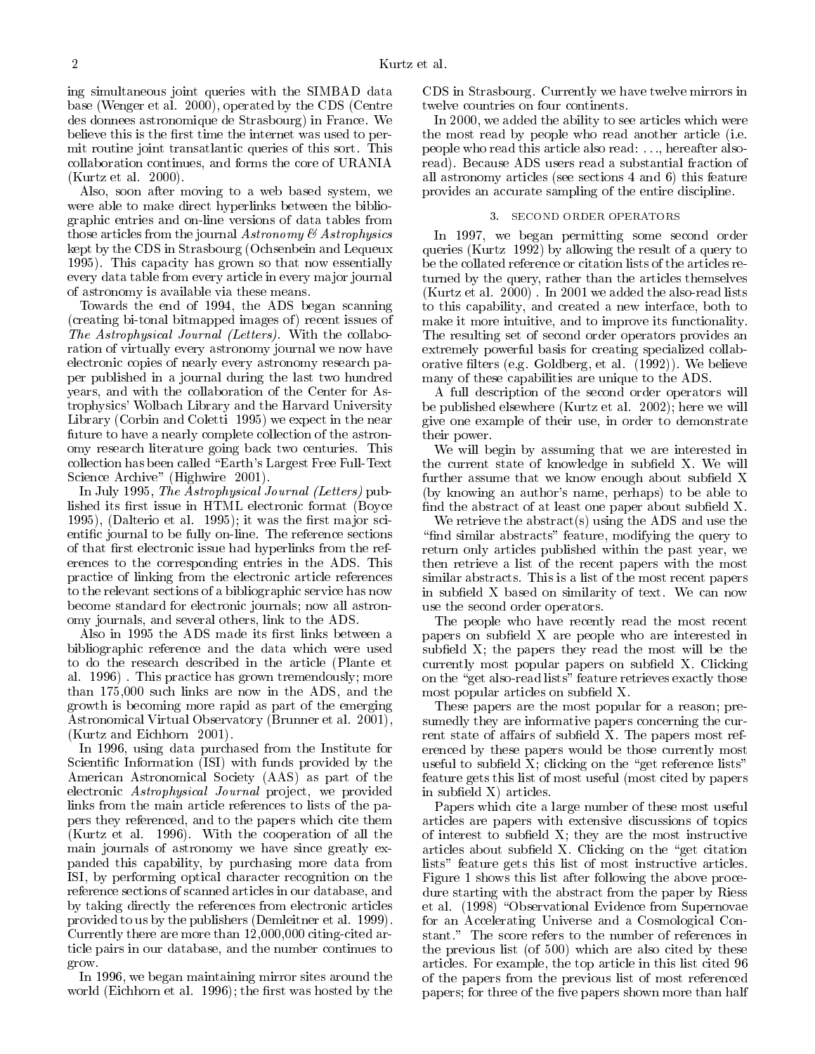ing simultaneous joint queries with the SIMBAD data base (Wenger et al. 2000), operated by the CDS (Centre des donnees astronomique de Strasbourg) in France. We believe this is the first time the internet was used to permit routine joint transatlantic queries of this sort. This collaboration continues, and forms the core of URANIA (Kurtz et al. 2000).

Also, soon after moving to a web based system, we were able to make direct hyperlinks between the bibliographic entries and on-line versions of data tables from those articles from the journal *Astronomy & Astrophysics* kept by the CDS in Strasbourg (Ochsenbein and Lequeux 1995). This capacity has grown so that now essentially every data table from every article in every major journal of astronomy is available via these means.

Towards the end of 1994, the ADS began scanning (creating bi-tonal bitmapped images of) recent issues of *The Astrophysical Journal (Letters)*. With the collaboration of virtually every astronomy journal we now have electronic copies of nearly every astronomy research paper published in a journal during the last two hundred years, and with the collaboration of the Center for Astrophysics' Wolbach Library and the Harvard University Library (Corbin and Coletti 1995) we expect in the near future to have a nearly complete collection of the astronomy research literature going back two centuries. This collection has been called "Earth's Largest Free Full-Text Science Archive" (Highwire 2001).

In July 1995, *The Astrophysical Journal (Letters)* published its first issue in HTML electronic format (Boyce 1995), (Dalterio et al. 1995); it was the first major scientific journal to be fully on-line. The reference sections of that first electronic issue had hyperlinks from the references to the corresponding entries in the ADS. This practice of linking from the electronic article references to the relevant sections of a bibliographic service has now become standard for electronic journals; now all astronomy journals, and several others, link to the ADS.

Also in 1995 the ADS made its first links between a bibliographic reference and the data which were used to do the research described in the article (Plante et al. 1996) . This practice has grown tremendously; more than 175,000 such links are now in the ADS, and the growth is becoming more rapid as part of the emerging Astronomical Virtual Observatory (Brunner et al. 2001), (Kurtz and Eichhorn 2001).

In 1996, using data purchased from the Institute for Scientific Information (ISI) with funds provided by the American Astronomical Society (AAS) as part of the electronic *Astrophysical Journal* project, we provided links from the main article references to lists of the papers they referenced, and to the papers which cite them (Kurtz et al. 1996). With the cooperation of all the main journals of astronomy we have since greatly expanded this capability, by purchasing more data from ISI, by performing optical character recognition on the reference sections of scanned articles in our database, and by taking directly the references from electronic articles provided to us by the publishers (Demleitner et al. 1999). Currently there are more than 12,000,000 citing-cited article pairs in our database, and the number continues to grow.

In 1996, we began maintaining mirror sites around the world (Eichhorn et al. 1996); the first was hosted by the CDS in Strasbourg. Currently we have twelve mirrors in twelve countries on four continents.

In 2000, we added the ability to see articles which were the most read by people who read another article (i.e. people who read this article also read: ..., hereafter also-read). Because ADS users read a substantial fraction of all astronomy articles (see sections 4 and 6) this feature provides an accurate sampling of the entire discipline.

## 3. SECOND ORDER OPERATORS

In 1997, we began permitting some second order queries (Kurtz 1992) by allowing the result of a query to be the collated reference or citation lists of the articles returned by the query, rather than the articles themselves (Kurtz et al. 2000) . In 2001 we added the also-read lists to this capability, and created a new interface, both to make it more intuitive, and to improve its functionality. The resulting set of second order operators provides an extremely powerful basis for creating specialized collaborative filters (e.g. Goldberg, et al. (1992)). We believe many of these capabilities are unique to the ADS.

A full description of the second order operators will be published elsewhere (Kurtz et al. 2002); here we will give one example of their use, in order to demonstrate their power.

We will begin by assuming that we are interested in the current state of knowledge in subfield X. We will further assume that we know enough about subfield X (by knowing an author's name, perhaps) to be able to find the abstract of at least one paper about subfield X.

We retrieve the abstract(s) using the ADS and use the "find similar abstracts" feature, modifying the query to return only articles published within the past year, we then retrieve a list of the recent papers with the most similar abstracts. This is a list of the most recent papers in subfield X based on similarity of text. We can now use the second order operators.

The people who have recently read the most recent papers on subfield X are people who are interested in subfield X; the papers they read the most will be the currently most popular papers on subfield X. Clicking on the "get also-read lists" feature retrieves exactly those most popular articles on subfield X.

These papers are the most popular for a reason; presumedly they are informative papers concerning the current state of affairs of subfield X. The papers most referenced by these papers would be those currently most useful to subfield X; clicking on the "get reference lists" feature gets this list of most useful (most cited by papers in subfield X) articles.

Papers which cite a large number of these most useful articles are papers with extensive discussions of topics of interest to subfield X; they are the most instructive articles about subfield X. Clicking on the "get citation lists" feature gets this list of most instructive articles. Figure 1 shows this list after following the above procedure starting with the abstract from the paper by Riess et al. (1998) "Observational Evidence from Supernovae for an Accelerating Universe and a Cosmological Constant." The score refers to the number of references in the previous list (of 500) which are also cited by these articles. For example, the top article in this list cited 96 of the papers from the previous list of most referenced papers; for three of the five papers shown more than half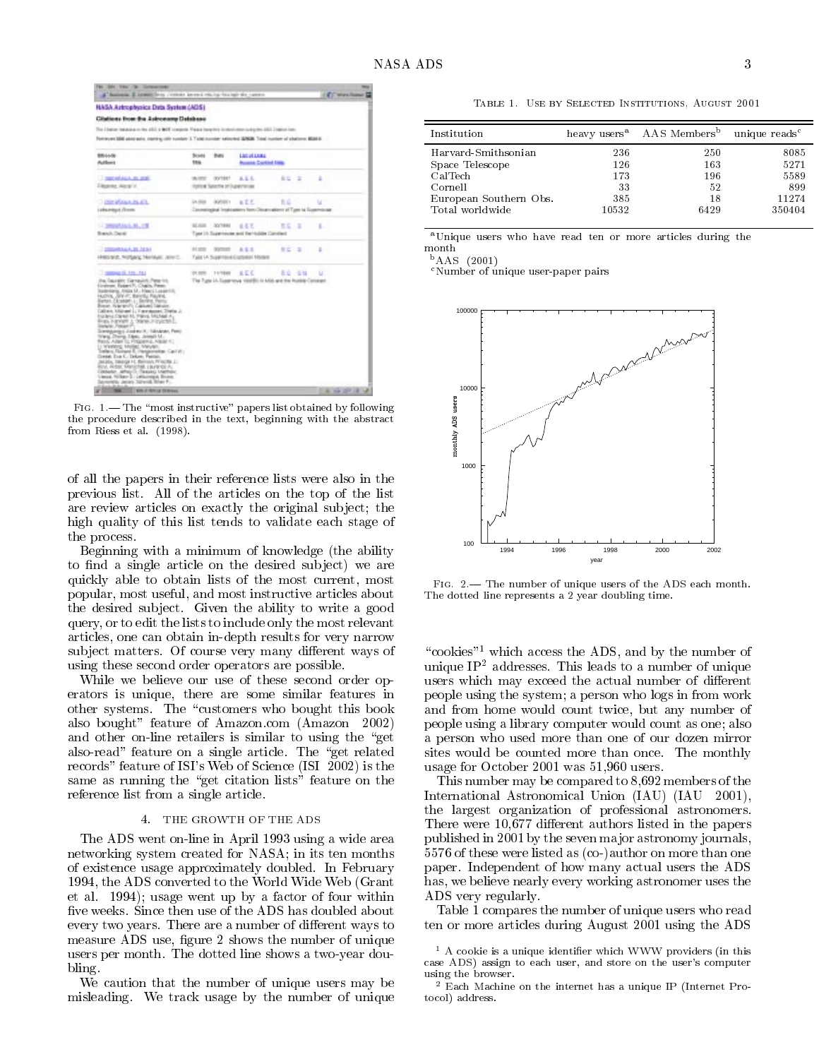Fig. 1.— The "most instructive" papers list obtained by following the procedure described in the text, beginning with the abstract from Riess et al. (1998).

of all the papers in their reference lists were also in the previous list. All of the articles on the top of the list are review articles on exactly the original subject; the high quality of this list tends to validate each stage of the process.

Beginning with a minimum of knowledge (the ability to find a single article on the desired subject) we are quickly able to obtain lists of the most current, most popular, most useful, and most instructive articles about the desired subject. Given the ability to write a good query, or to edit the lists to include only the most relevant articles, one can obtain in-depth results for very narrow subject matters. Of course very many different ways of using these second order operators are possible.

While we believe our use of these second order operators is unique, there are some similar features in other systems. The "customers who bought this book also bought" feature of Amazon.com (Amazon 2002) and other on-line retailers is similar to using the "get also-read" feature on a single article. The "get related records" feature of ISI's Web of Science (ISI 2002) is the same as running the "get citation lists" feature on the reference list from a single article.

## 4. THE GROWTH OF THE ADS

The ADS went on-line in April 1993 using a wide area networking system created for NASA; in its ten months of existence usage approximately doubled. In February 1994, the ADS converted to the World Wide Web (Grant et al. 1994); usage went up by a factor of four within five weeks. Since then use of the ADS has doubled about every two years. There are a number of different ways to measure ADS use, figure 2 shows the number of unique users per month. The dotted line shows a two-year doubling.

We caution that the number of unique users may be misleading. We track usage by the number of unique "cookies"[1] which access the ADS, and by the number of unique IP[2] addresses. This leads to a number of unique users which may exceed the actual number of different people using the system; a person who logs in from work and from home would count twice, but any number of people using a library computer would count as one; also a person who used more than one of our dozen mirror sites would be counted more than once. The monthly usage for October 2001 was 51,960 users.

This number may be compared to 8,692 members of the International Astronomical Union (IAU) (IAU 2001), the largest organization of professional astronomers. There were 10,677 different authors listed in the papers published in 2001 by the seven major astronomy journals, 5576 of these were listed as (co-)author on more than one paper. Independent of how many actual users the ADS has, we believe nearly every working astronomer uses the ADS very regularly.

Table 1 compares the number of unique users who read ten or more articles during August 2001 using the ADS

Table 1. Use by Selected Institutions, August 2001

| Institution | heavy users[a] | AAS Members[b] | unique reads[c] |
|---|---|---|---|
| Harvard-Smithsonian | 236 | 250 | 8085 |
| Space Telescope | 126 | 163 | 5271 |
| CalTech | 173 | 196 | 5589 |
| Cornell | 33 | 52 | 899 |
| European Southern Obs. | 385 | 18 | 11274 |
| Total worldwide | 10532 | 6429 | 350404 |

[a] Unique users who have read ten or more articles during the month
[b] AAS (2001)
[c] Number of unique user-paper pairs

Fig. 2.— The number of unique users of the ADS each month. The dotted line represents a 2 year doubling time.

[1] A cookie is a unique identifier which WWW providers (in this case ADS) assign to each user, and store on the user's computer using the browser.

[2] Each Machine on the internet has a unique IP (Internet Protocol) address.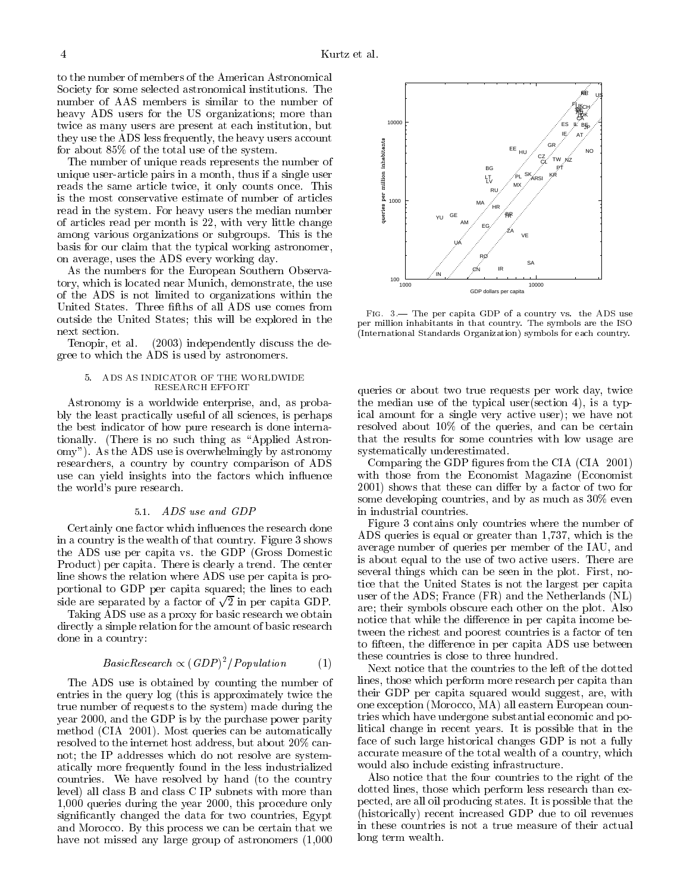to the number of members of the American Astronomical Society for some selected astronomical institutions. The number of AAS members is similar to the number of heavy ADS users for the US organizations; more than twice as many users are present at each institution, but they use the ADS less frequently, the heavy users account for about 85% of the total use of the system.

The number of unique reads represents the number of unique user-article pairs in a month, thus if a single user reads the same article twice, it only counts once. This is the most conservative estimate of number of articles read in the system. For heavy users the median number of articles read per month is 22, with very little change among various organizations or subgroups. This is the basis for our claim that the typical working astronomer, on average, uses the ADS every working day.

As the numbers for the European Southern Observatory, which is located near Munich, demonstrate, the use of the ADS is not limited to organizations within the United States. Three fifths of all ADS use comes from outside the United States; this will be explored in the next section.

Tenopir, et al. (2003) independently discuss the degree to which the ADS is used by astronomers.

## 5. ADS AS INDICATOR OF THE WORLDWIDE RESEARCH EFFORT

Astronomy is a worldwide enterprise, and, as probably the least practically useful of all sciences, is perhaps the best indicator of how pure research is done internationally. (There is no such thing as "Applied Astronomy"). As the ADS use is overwhelmingly by astronomy researchers, a country by country comparison of ADS use can yield insights into the factors which influence the world's pure research.

### 5.1. *ADS use and GDP*

Certainly one factor which influences the research done in a country is the wealth of that country. Figure 3 shows the ADS use per capita vs. the GDP (Gross Domestic Product) per capita. There is clearly a trend. The center line shows the relation where ADS use per capita is proportional to GDP per capita squared; the lines to each side are separated by a factor of $\sqrt{2}$ in per capita GDP.

Taking ADS use as a proxy for basic research we obtain directly a simple relation for the amount of basic research done in a country:

$$BasicResearch \propto (GDP)^2/Population \qquad (1)$$

The ADS use is obtained by counting the number of entries in the query log (this is approximately twice the true number of requests to the system) made during the year 2000, and the GDP is by the purchase power parity method (CIA 2001). Most queries can be automatically resolved to the internet host address, but about 20% cannot; the IP addresses which do not resolve are systematically more frequently found in the less industrialized countries. We have resolved by hand (to the country level) all class B and class C IP subnets with more than 1,000 queries during the year 2000, this procedure only significantly changed the data for two countries, Egypt and Morocco. By this process we can be certain that we have not missed any large group of astronomers (1,000 queries or about two true requests per work day, twice the median use of the typical user(section 4), is a typical amount for a single very active user); we have not resolved about 10% of the queries, and can be certain that the results for some countries with low usage are systematically underestimated.

Fig. 3.— The per capita GDP of a country vs. the ADS use per million inhabitants in that country. The symbols are the ISO (International Standards Organization) symbols for each country.

Comparing the GDP figures from the CIA (CIA 2001) with those from the Economist Magazine (Economist 2001) shows that these can differ by a factor of two for some developing countries, and by as much as 30% even in industrial countries.

Figure 3 contains only countries where the number of ADS queries is equal or greater than 1,737, which is the average number of queries per member of the IAU, and is about equal to the use of two active users. There are several things which can be seen in the plot. First, notice that the United States is not the largest per capita user of the ADS; France (FR) and the Netherlands (NL) are; their symbols obscure each other on the plot. Also notice that while the difference in per capita income between the richest and poorest countries is a factor of ten to fifteen, the difference in per capita ADS use between these countries is close to three hundred.

Next notice that the countries to the left of the dotted lines, those which perform more research per capita than their GDP per capita squared would suggest, are, with one exception (Morocco, MA) all eastern European countries which have undergone substantial economic and political change in recent years. It is possible that in the face of such large historical changes GDP is not a fully accurate measure of the total wealth of a country, which would also include existing infrastructure.

Also notice that the four countries to the right of the dotted lines, those which perform less research than expected, are all oil producing states. It is possible that the (historically) recent increased GDP due to oil revenues in these countries is not a true measure of their actual long term wealth.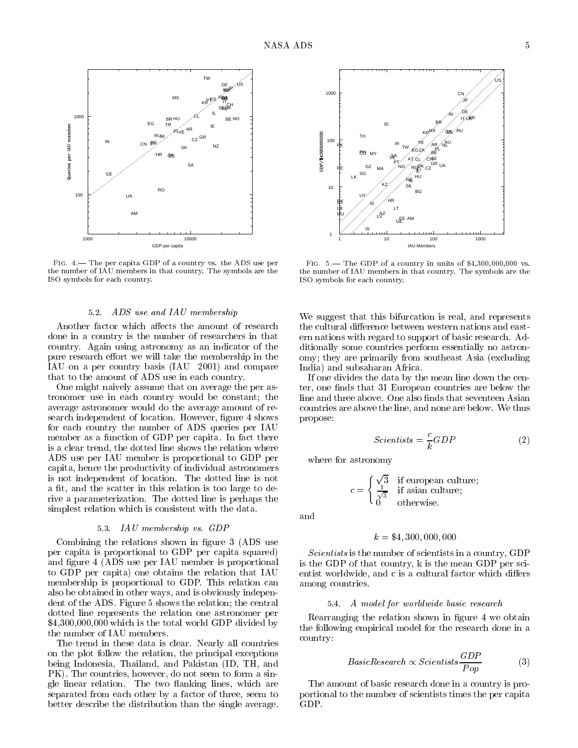Fig. 4.— The per capita GDP of a country vs. the ADS use per the number of IAU members in that country. The symbols are the ISO symbols for each country.

Fig. 5.— The GDP of a country in units of \$4,300,000,000 vs. the number of IAU members in that country. The symbols are the ISO symbols for each country.

### 5.2. *ADS use and IAU membership*

Another factor which affects the amount of research done in a country is the number of researchers in that country. Again using astronomy as an indicator of the pure research effort we will take the membership in the IAU on a per country basis (IAU 2001) and compare that to the amount of ADS use in each country.

One might naively assume that on average the per astronomer use in each country would be constant; the average astronomer would do the average amount of research independent of location. However, figure 4 shows for each country the number of ADS queries per IAU member as a function of GDP per capita. In fact there is a clear trend, the dotted line shows the relation where ADS use per IAU member is proportional to GDP per capita, hence the productivity of individual astronomers is not independent of location. The dotted line is not a fit, and the scatter in this relation is too large to derive a parameterization. The dotted line is perhaps the simplest relation which is consistent with the data.

### 5.3. *IAU membership vs. GDP*

Combining the relations shown in figure 3 (ADS use per capita is proportional to GDP per capita squared) and figure 4 (ADS use per IAU member is proportional to GDP per capita) one obtains the relation that IAU membership is proportional to GDP. This relation can also be obtained in other ways, and is obviously independent of the ADS. Figure 5 shows the relation; the central dotted line represents the relation one astronomer per \$4,300,000,000 which is the total world GDP divided by the number of IAU members.

The trend in these data is clear. Nearly all countries on the plot follow the relation, the principal exceptions being Indonesia, Thailand, and Pakistan (ID, TH, and PK). The countries, however, do not seem to form a single linear relation. The two flanking lines, which are separated from each other by a factor of three, seem to better describe the distribution than the single average. We suggest that this bifurcation is real, and represents the cultural difference between western nations and eastern nations with regard to support of basic research. Additionally some countries perform essentially no astronomy; they are primarily from southeast Asia (excluding India) and subsaharan Africa.

If one divides the data by the mean line down the center, one finds that 31 European countries are below the line and three above. One also finds that seventeen Asian countries are above the line, and none are below. We thus propose:

$$Scientists = \frac{c}{k} GDP \tag{2}$$

where for astronomy

$$c = \begin{cases} \sqrt{3} & \text{if european culture;} \\ \frac{1}{\sqrt{3}} & \text{if asian culture;} \\ 0 & \text{otherwise.} \end{cases}$$

and

$$k = \$4,300,000,000$$

*Scientists* is the number of scientists in a country, GDP is the GDP of that country, k is the mean GDP per scientist worldwide, and c is a cultural factor which differs among countries.

### 5.4. *A model for worldwide basic research*

Rearranging the relation shown in figure 4 we obtain the following empirical model for the research done in a country:

$$BasicResearch \propto Scientists \frac{GDP}{Pop} \tag{3}$$

The amount of basic research done in a country is proportional to the number of scientists times the per capita GDP.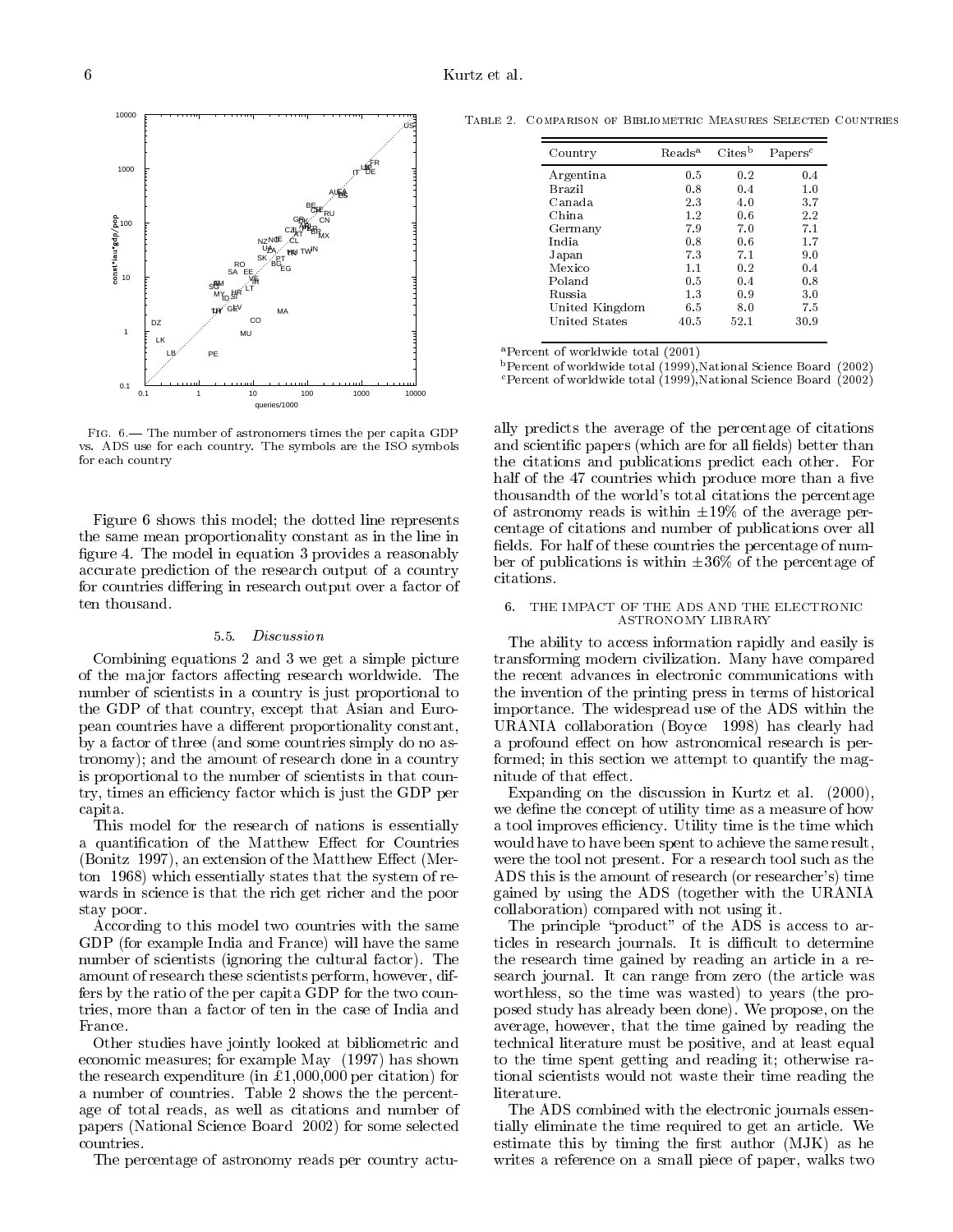Fig. 6.— The number of astronomers times the per capita GDP vs. ADS use for each country. The symbols are the ISO symbols for each country

Figure 6 shows this model; the dotted line represents the same mean proportionality constant as in the line in figure 4. The model in equation 3 provides a reasonably accurate prediction of the research output of a country for countries differing in research output over a factor of ten thousand.

### 5.5. *Discussion*

Combining equations 2 and 3 we get a simple picture of the major factors affecting research worldwide. The number of scientists in a country is just proportional to the GDP of that country, except that Asian and European countries have a different proportionality constant, by a factor of three (and some countries simply do no astronomy); and the amount of research done in a country is proportional to the number of scientists in that country, times an efficiency factor which is just the GDP per capita.

This model for the research of nations is essentially a quantification of the Matthew Effect for Countries (Bonitz 1997), an extension of the Matthew Effect (Merton 1968) which essentially states that the system of rewards in science is that the rich get richer and the poor stay poor.

According to this model two countries with the same GDP (for example India and France) will have the same number of scientists (ignoring the cultural factor). The amount of research these scientists perform, however, differs by the ratio of the per capita GDP for the two countries, more than a factor of ten in the case of India and France.

Other studies have jointly looked at bibliometric and economic measures; for example May (1997) has shown the research expenditure (in £1,000,000 per citation) for a number of countries. Table 2 shows the the percentage of total reads, as well as citations and number of papers (National Science Board 2002) for some selected countries.

Table 2. Comparison of Bibliometric Measures Selected Countries

| Country | Reads[a] | Cites[b] | Papers[c] |
|---|---|---|---|
| Argentina | 0.5 | 0.2 | 0.4 |
| Brazil | 0.8 | 0.4 | 1.0 |
| Canada | 2.3 | 4.0 | 3.7 |
| China | 1.2 | 0.6 | 2.2 |
| Germany | 7.9 | 7.0 | 7.1 |
| India | 0.8 | 0.6 | 1.7 |
| Japan | 7.3 | 7.1 | 9.0 |
| Mexico | 1.1 | 0.2 | 0.4 |
| Poland | 0.5 | 0.4 | 0.8 |
| Russia | 1.3 | 0.9 | 3.0 |
| United Kingdom | 6.5 | 8.0 | 7.5 |
| United States | 40.5 | 52.1 | 30.9 |

[a]Percent of worldwide total (2001)
[b]Percent of worldwide total (1999),National Science Board (2002)
[c]Percent of worldwide total (1999),National Science Board (2002)

The percentage of astronomy reads per country actually predicts the average of the percentage of citations and scientific papers (which are for all fields) better than the citations and publications predict each other. For half of the 47 countries which produce more than a five thousandth of the world's total citations the percentage of astronomy reads is within ±19% of the average percentage of citations and number of publications over all fields. For half of these countries the percentage of number of publications is within ±36% of the percentage of citations.

## 6. THE IMPACT OF THE ADS AND THE ELECTRONIC ASTRONOMY LIBRARY

The ability to access information rapidly and easily is transforming modern civilization. Many have compared the recent advances in electronic communications with the invention of the printing press in terms of historical importance. The widespread use of the ADS within the URANIA collaboration (Boyce 1998) has clearly had a profound effect on how astronomical research is performed; in this section we attempt to quantify the magnitude of that effect.

Expanding on the discussion in Kurtz et al. (2000), we define the concept of utility time as a measure of how a tool improves efficiency. Utility time is the time which would have to have been spent to achieve the same result, were the tool not present. For a research tool such as the ADS this is the amount of research (or researcher's) time gained by using the ADS (together with the URANIA collaboration) compared with not using it.

The principle "product" of the ADS is access to articles in research journals. It is difficult to determine the research time gained by reading an article in a research journal. It can range from zero (the article was worthless, so the time was wasted) to years (the proposed study has already been done). We propose, on the average, however, that the time gained by reading the technical literature must be positive, and at least equal to the time spent getting and reading it; otherwise rational scientists would not waste their time reading the literature.

The ADS combined with the electronic journals essentially eliminate the time required to get an article. We estimate this by timing the first author (MJK) as he writes a reference on a small piece of paper, walks two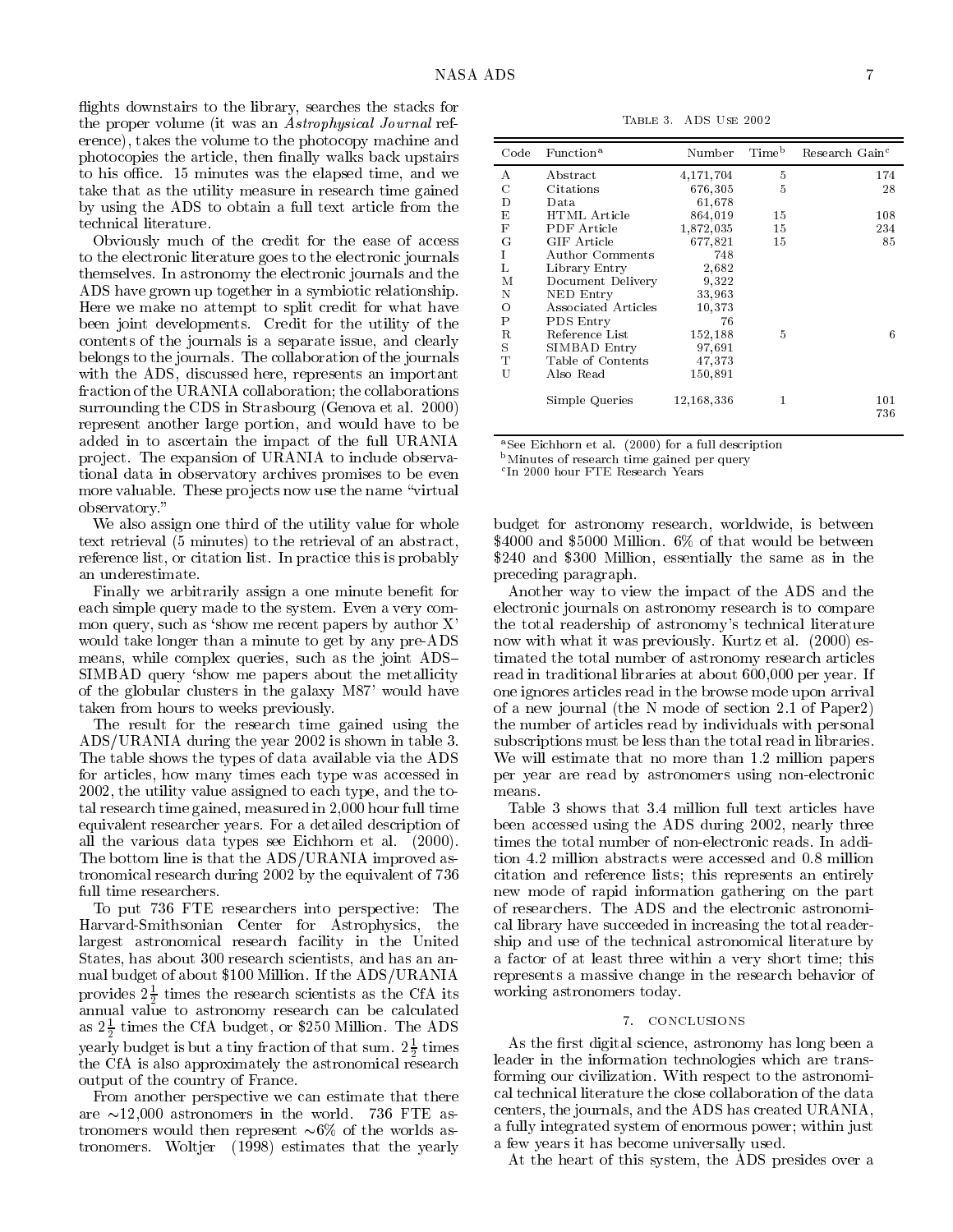flights downstairs to the library, searches the stacks for the proper volume (it was an *Astrophysical Journal* reference), takes the volume to the photocopy machine and photocopies the article, then finally walks back upstairs to his office. 15 minutes was the elapsed time, and we take that as the utility measure in research time gained by using the ADS to obtain a full text article from the technical literature.

Obviously much of the credit for the ease of access to the electronic literature goes to the electronic journals themselves. In astronomy the electronic journals and the ADS have grown up together in a symbiotic relationship. Here we make no attempt to split credit for what have been joint developments. Credit for the utility of the contents of the journals is a separate issue, and clearly belongs to the journals. The collaboration of the journals with the ADS, discussed here, represents an important fraction of the URANIA collaboration; the collaborations surrounding the CDS in Strasbourg (Genova et al. 2000) represent another large portion, and would have to be added in to ascertain the impact of the full URANIA project. The expansion of URANIA to include observational data in observatory archives promises to be even more valuable. These projects now use the name "virtual observatory."

We also assign one third of the utility value for whole text retrieval (5 minutes) to the retrieval of an abstract, reference list, or citation list. In practice this is probably an underestimate.

Finally we arbitrarily assign a one minute benefit for each simple query made to the system. Even a very common query, such as 'show me recent papers by author X' would take longer than a minute to get by any pre-ADS means, while complex queries, such as the joint ADS–SIMBAD query 'show me papers about the metallicity of the globular clusters in the galaxy M87' would have taken from hours to weeks previously.

The result for the research time gained using the ADS/URANIA during the year 2002 is shown in table 3. The table shows the types of data available via the ADS for articles, how many times each type was accessed in 2002, the utility value assigned to each type, and the total research time gained, measured in 2,000 hour full time equivalent researcher years. For a detailed description of all the various data types see Eichhorn et al. (2000). The bottom line is that the ADS/URANIA improved astronomical research during 2002 by the equivalent of 736 full time researchers.

To put 736 FTE researchers into perspective: The Harvard-Smithsonian Center for Astrophysics, the largest astronomical research facility in the United States, has about 300 research scientists, and has an annual budget of about \$100 Million. If the ADS/URANIA provides $2\frac{1}{2}$ times the research scientists as the CfA its annual value to astronomy research can be calculated as $2\frac{1}{2}$ times the CfA budget, or \$250 Million. The ADS yearly budget is but a tiny fraction of that sum. $2\frac{1}{2}$ times the CfA is also approximately the astronomical research output of the country of France.

From another perspective we can estimate that there are ∼12,000 astronomers in the world. 736 FTE astronomers would then represent ∼6% of the worlds astronomers. Woltjer (1998) estimates that the yearly budget for astronomy research, worldwide, is between \$4000 and \$5000 Million. 6% of that would be between \$240 and \$300 Million, essentially the same as in the preceding paragraph.

Table 3. ADS Use 2002

| Code | Function[a] | Number | Time[b] | Research Gain[c] |
|---|---|---|---|---|
| A | Abstract | 4,171,704 | 5 | 174 |
| C | Citations | 676,305 | 5 | 28 |
| D | Data | 61,678 | | |
| E | HTML Article | 864,019 | 15 | 108 |
| F | PDF Article | 1,872,035 | 15 | 234 |
| G | GIF Article | 677,821 | 15 | 85 |
| I | Author Comments | 748 | | |
| L | Library Entry | 2,682 | | |
| M | Document Delivery | 9,322 | | |
| N | NED Entry | 33,963 | | |
| O | Associated Articles | 10,373 | | |
| P | PDS Entry | 76 | | |
| R | Reference List | 152,188 | 5 | 6 |
| S | SIMBAD Entry | 97,691 | | |
| T | Table of Contents | 47,373 | | |
| U | Also Read | 150,891 | | |
| | Simple Queries | 12,168,336 | 1 | 101 |
| | | | | 736 |

[a]See Eichhorn et al. (2000) for a full description

[b]Minutes of research time gained per query

[c]In 2000 hour FTE Research Years

Another way to view the impact of the ADS and the electronic journals on astronomy research is to compare the total readership of astronomy's technical literature now with what it was previously. Kurtz et al. (2000) estimated the total number of astronomy research articles read in traditional libraries at about 600,000 per year. If one ignores articles read in the browse mode upon arrival of a new journal (the N mode of section 2.1 of Paper2) the number of articles read by individuals with personal subscriptions must be less than the total read in libraries. We will estimate that no more than 1.2 million papers per year are read by astronomers using non-electronic means.

Table 3 shows that 3.4 million full text articles have been accessed using the ADS during 2002, nearly three times the total number of non-electronic reads. In addition 4.2 million abstracts were accessed and 0.8 million citation and reference lists; this represents an entirely new mode of rapid information gathering on the part of researchers. The ADS and the electronic astronomical library have succeeded in increasing the total readership and use of the technical astronomical literature by a factor of at least three within a very short time; this represents a massive change in the research behavior of working astronomers today.

## 7. CONCLUSIONS

As the first digital science, astronomy has long been a leader in the information technologies which are transforming our civilization. With respect to the astronomical technical literature the close collaboration of the data centers, the journals, and the ADS has created URANIA, a fully integrated system of enormous power; within just a few years it has become universally used.

At the heart of this system, the ADS presides over a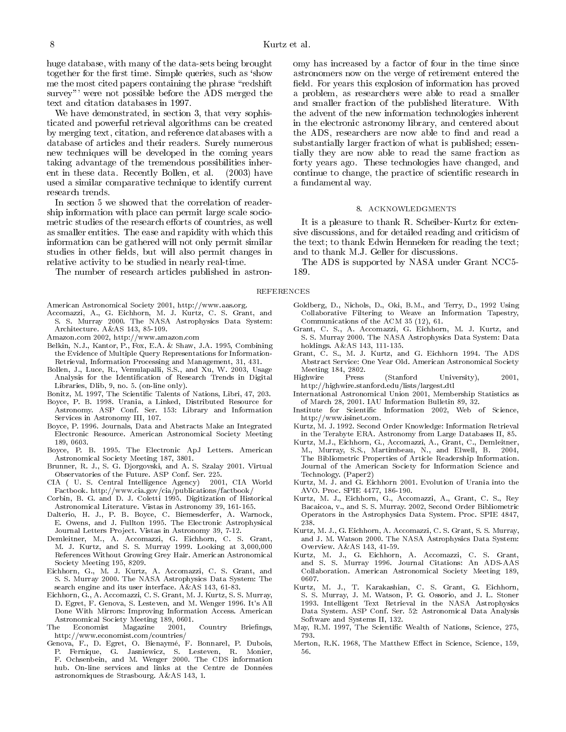huge database, with many of the data-sets being brought together for the first time. Simple queries, such as 'show me the most cited papers containing the phrase "redshift survey"' were not possible before the ADS merged the text and citation databases in 1997.

We have demonstrated, in section 3, that very sophisticated and powerful retrieval algorithms can be created by merging text, citation, and reference databases with a database of articles and their readers. Surely numerous new techniques will be developed in the coming years taking advantage of the tremendous possibilities inherent in these data. Recently Bollen, et al. (2003) have used a similar comparative technique to identify current research trends.

In section 5 we showed that the correlation of readership information with place can permit large scale sociometric studies of the research efforts of countries, as well as smaller entities. The ease and rapidity with which this information can be gathered will not only permit similar studies in other fields, but will also permit changes in relative activity to be studied in nearly real-time.

The number of research articles published in astronomy has increased by a factor of four in the time since astronomers now on the verge of retirement entered the field. For years this explosion of information has proved a problem, as researchers were able to read a smaller and smaller fraction of the published literature. With the advent of the new information technologies inherent in the electronic astronomy library, and centered about the ADS, researchers are now able to find and read a substantially larger fraction of what is published; essentially they are now able to read the same fraction as forty years ago. These technologies have changed, and continue to change, the practice of scientific research in a fundamental way.

## 8. ACKNOWLEDGMENTS

It is a pleasure to thank R. Scheiber-Kurtz for extensive discussions, and for detailed reading and criticism of the text; to thank Edwin Henneken for reading the text; and to thank M.J. Geller for discussions.

The ADS is supported by NASA under Grant NCC5-189.

## REFERENCES

American Astronomical Society 2001, http://www.aas.org.

Accomazzi, A., G. Eichhorn, M. J. Kurtz, C. S. Grant, and S. S. Murray 2000. The NASA Astrophysics Data System: Architecture. A&AS 143, 85-109.

Amazon.com 2002, http://www.amazon.com

Belkin, N.J., Kantor, P., Fox, E.A. & Shaw, J.A. 1995, Combining the Evidence of Multiple Query Representations for Information-Retrieval, Information Processing and Management, 31, 431.

Bollen, J., Luce, R., Vemulapalli, S.S., and Xu, W. 2003, Usage Analysis for the Identification of Research Trends in Digital Libraries, Dlib, 9, no. 5. (on-line only).

Bonitz, M. 1997, The Scientific Talents of Nations, Libri, 47, 203.

Boyce, P. B. 1998. Urania, a Linked, Distributed Resource for Astronomy. ASP Conf. Ser. 153: Library and Information Services in Astronomy III, 107.

Boyce, P. 1996. Journals, Data and Abstracts Make an Integrated Electronic Resource. American Astronomical Society Meeting 189, 0603.

Boyce, P. B. 1995. The Electronic ApJ Letters. American Astronomical Society Meeting 187, 3801.

Brunner, R. J., S. G. Djorgovski, and A. S. Szalay 2001. Virtual Observatories of the Future. ASP Conf. Ser. 225.

CIA ( U. S. Central Intelligence Agency) 2001, CIA World Factbook. http://www.cia.gov/cia/publications/factbook/

Corbin, B. G. and D. J. Coletti 1995. Digitization of Historical Astronomical Literature. Vistas in Astronomy 39, 161-165.

Dalterio, H. J., P. B. Boyce, C. Biemesderfer, A. Warnock, E. Owens, and J. Fullton 1995. The Electronic Astrophysical Journal Letters Project. Vistas in Astronomy 39, 7-12.

Demleitner, M., A. Accomazzi, G. Eichhorn, C. S. Grant, M. J. Kurtz, and S. S. Murray 1999. Looking at 3,000,000 References Without Growing Grey Hair. American Astronomical Society Meeting 195, 8209.

Eichhorn, G., M. J. Kurtz, A. Accomazzi, C. S. Grant, and S. S. Murray 2000. The NASA Astrophysics Data System: The search engine and its user interface. A&AS 143, 61-83.

Eichhorn, G., A. Accomazzi, C. S. Grant, M. J. Kurtz, S. S. Murray, D. Egret, F. Genova, S. Lesteven, and M. Wenger 1996. It's All Done With Mirrors: Improving Information Access. American Astronomical Society Meeting 189, 0601.

The Economist Magazine 2001, Country Briefings, http://www.economist.com/countries/

Genova, F., D. Egret, O. Bienaymé, F. Bonnarel, P. Dubois, P. Fernique, G. Jasniewicz, S. Lesteven, R. Monier, F. Ochsenbein, and M. Wenger 2000. The CDS information hub. On-line services and links at the Centre de Données astronomiques de Strasbourg. A&AS 143, 1.

Goldberg, D., Nichols, D., Oki, B.M., and Terry, D., 1992 Using Collaborative Filtering to Weave an Information Tapestry, Communications of the ACM 35 (12), 61.

Grant, C. S., A. Accomazzi, G. Eichhorn, M. J. Kurtz, and S. S. Murray 2000. The NASA Astrophysics Data System: Data holdings. A&AS 143, 111-135.

Grant, C. S., M. J. Kurtz, and G. Eichhorn 1994. The ADS Abstract Service: One Year Old. American Astronomical Society Meeting 184, 2802.

Highwire Press (Stanford University), 2001, http://highwire.stanford.edu/lists/largest.dtl

International Astronomical Union 2001, Membership Statistics as of March 28, 2001. IAU Information Bulletin 89, 32.

Institute for Scientific Information 2002, Web of Science, http://www.isinet.com.

Kurtz, M. J. 1992. Second Order Knowledge: Information Retrieval in the Terabyte ERA. Astronomy from Large Databases II, 85.

Kurtz, M.J., Eichhorn, G., Accomazzi, A., Grant, C., Demleitner, M., Murray, S.S., Martimbeau, N., and Elwell, B. 2004, The Bibliometric Properties of Article Readership Information. Journal of the American Society for Information Science and Technology. (Paper2)

Kurtz, M. J. and G. Eichhorn 2001. Evolution of Urania into the AVO. Proc. SPIE 4477, 186-190.

Kurtz, M. J., Eichhorn, G., Accomazzi, A., Grant, C. S., Rey Bacaicoa, v., and S. S. Murray. 2002, Second Order Bibliometric Operators in the Astrophysics Data System. Proc. SPIE 4847, 238.

Kurtz, M. J., G. Eichhorn, A. Accomazzi, C. S. Grant, S. S. Murray, and J. M. Watson 2000. The NASA Astrophysics Data System: Overview. A&AS 143, 41-59.

Kurtz, M. J., G. Eichhorn, A. Accomazzi, C. S. Grant, and S. S. Murray 1996. Journal Citations: An ADS-AAS Collaboration. American Astronomical Society Meeting 189, 0607.

Kurtz, M. J., T. Karakashian, C. S. Grant, G. Eichhorn, S. S. Murray, J. M. Watson, P. G. Ossorio, and J. L. Stoner 1993. Intelligent Text Retrieval in the NASA Astrophysics Data System. ASP Conf. Ser. 52: Astronomical Data Analysis Software and Systems II, 132.

May, R.M. 1997, The Scientific Wealth of Nations, Science, 275, 793.

Merton, R.K. 1968, The Matthew Effect in Science, Science, 159, 56.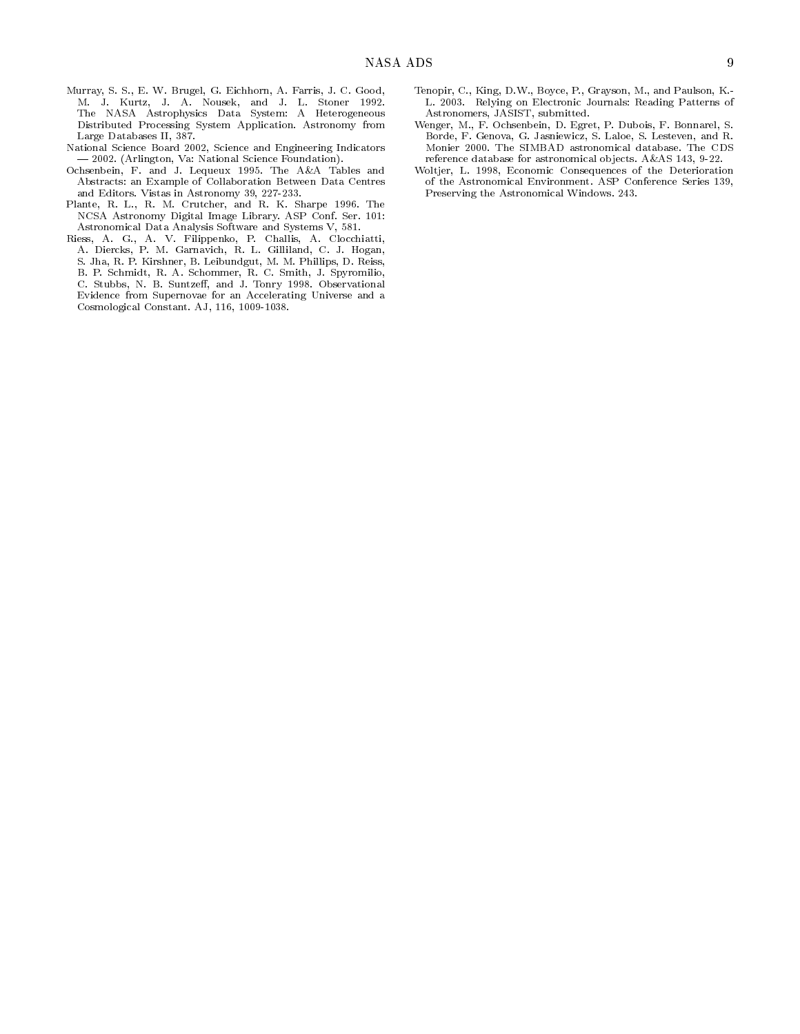Murray, S. S., E. W. Brugel, G. Eichhorn, A. Farris, J. C. Good, M. J. Kurtz, J. A. Nousek, and J. L. Stoner 1992. The NASA Astrophysics Data System: A Heterogeneous Distributed Processing System Application. Astronomy from Large Databases II, 387.

National Science Board 2002, Science and Engineering Indicators — 2002. (Arlington, Va: National Science Foundation).

Ochsenbein, F. and J. Lequeux 1995. The A&A Tables and Abstracts: an Example of Collaboration Between Data Centres and Editors. Vistas in Astronomy 39, 227-233.

Plante, R. L., R. M. Crutcher, and R. K. Sharpe 1996. The NCSA Astronomy Digital Image Library. ASP Conf. Ser. 101: Astronomical Data Analysis Software and Systems V, 581.

Riess, A. G., A. V. Filippenko, P. Challis, A. Clocchiatti, A. Diercks, P. M. Garnavich, R. L. Gilliland, C. J. Hogan, S. Jha, R. P. Kirshner, B. Leibundgut, M. M. Phillips, D. Reiss, B. P. Schmidt, R. A. Schommer, R. C. Smith, J. Spyromilio, C. Stubbs, N. B. Suntzeff, and J. Tonry 1998. Observational Evidence from Supernovae for an Accelerating Universe and a Cosmological Constant. AJ, 116, 1009-1038.

Tenopir, C., King, D.W., Boyce, P., Grayson, M., and Paulson, K.-L. 2003. Relying on Electronic Journals: Reading Patterns of Astronomers, JASIST, submitted.

Wenger, M., F. Ochsenbein, D. Egret, P. Dubois, F. Bonnarel, S. Borde, F. Genova, G. Jasniewicz, S. Laloe, S. Lesteven, and R. Monier 2000. The SIMBAD astronomical database. The CDS reference database for astronomical objects. A&AS 143, 9-22.

Woltjer, L. 1998, Economic Consequences of the Deterioration of the Astronomical Environment. ASP Conference Series 139, Preserving the Astronomical Windows. 243.